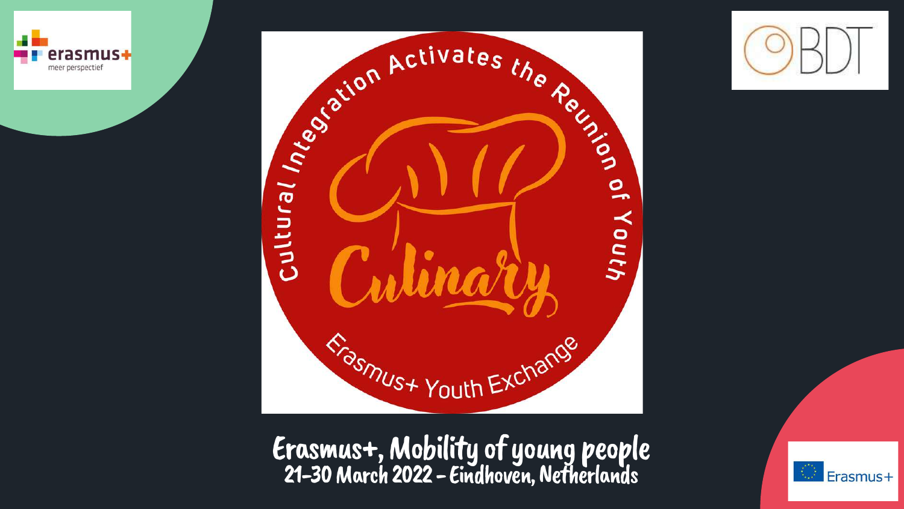erasmus+
meer perspectief

BDT

Cultural Integration Activates the Reunion of Youth

Culinary

Erasmus+ Youth Exchange

# Erasmus+, Mobility of young people

## 21-30 March 2022 - Eindhoven, Netherlands

Erasmus+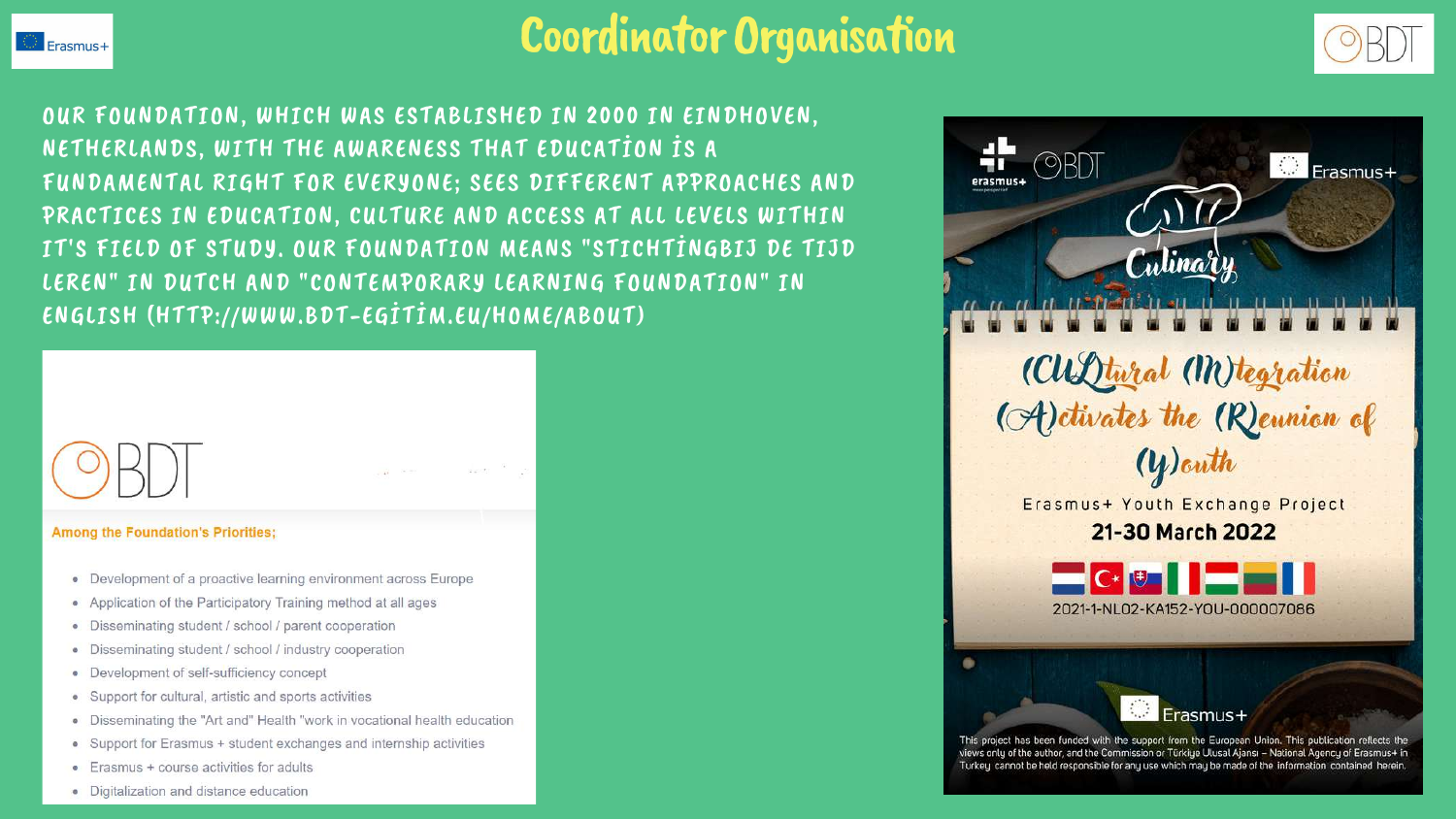# Coordinator Organisation

OUR FOUNDATION, WHICH WAS ESTABLISHED IN 2000 IN EINDHOVEN, NETHERLANDS, WITH THE AWARENESS THAT EDUCATION İS A FUNDAMENTAL RIGHT FOR EVERYONE; SEES DIFFERENT APPROACHES AND PRACTICES IN EDUCATION, CULTURE AND ACCESS AT ALL LEVELS WITHIN IT'S FIELD OF STUDY. OUR FOUNDATION MEANS "STICHTİNGBIJ DE TIJD LEREN" IN DUTCH AND "CONTEMPORARY LEARNING FOUNDATION" IN ENGLISH (HTTP://WWW.BDT-EGİTİM.EU/HOME/ABOUT)

BDT

**Among the Foundation's Priorities;**

- Development of a proactive learning environment across Europe
- Application of the Participatory Training method at all ages
- Disseminating student / school / parent cooperation
- Disseminating student / school / industry cooperation
- Development of self-sufficiency concept
- Support for cultural, artistic and sports activities
- Disseminating the "Art and" Health "work in vocational health education
- Support for Erasmus + student exchanges and internship activities
- Erasmus + course activities for adults
- Digitalization and distance education

Culinary

(CU)Ltural (IN)tegration (A)ctivates the (R)eunion of (Y)outh

Erasmus+ Youth Exchange Project

21-30 March 2022

2021-1-NL02-KA152-YOU-000007086

This project has been funded with the support from the European Union. This publication reflects the views only of the author, and the Commission or Türkiye Ulusal Ajansı – National Agency of Erasmus+ in Turkey cannot be held responsible for any use which may be made of the information contained herein.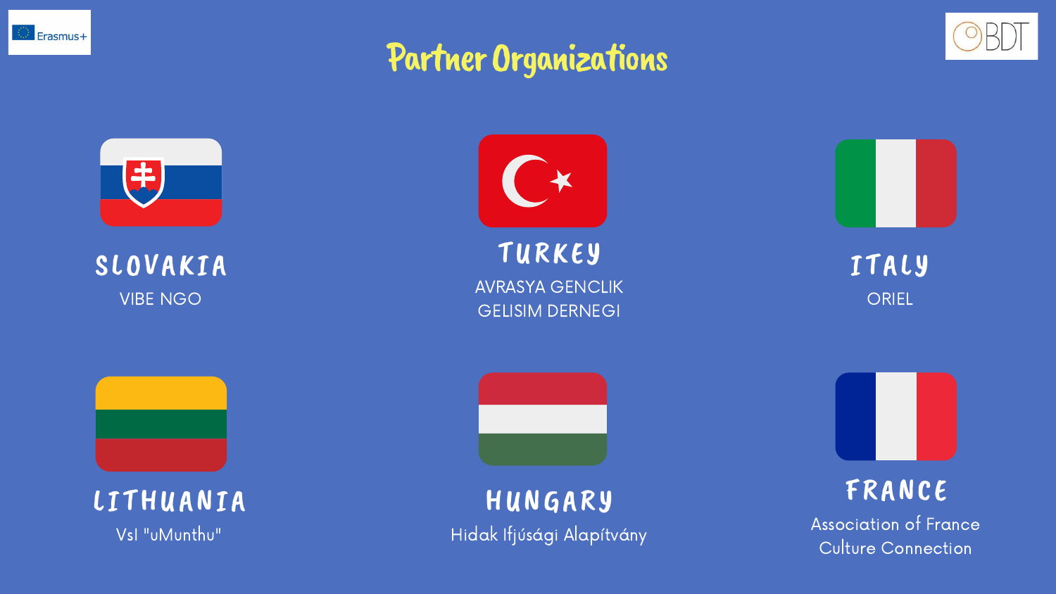# Partner Organizations

### SLOVAKIA

VIBE NGO

### TURKEY

AVRASYA GENCLIK GELISIM DERNEGI

### ITALY

ORIEL

### LITHUANIA

VsI "uMunthu"

### HUNGARY

Hidak Ifjúsági Alapítvány

### FRANCE

Association of France Culture Connection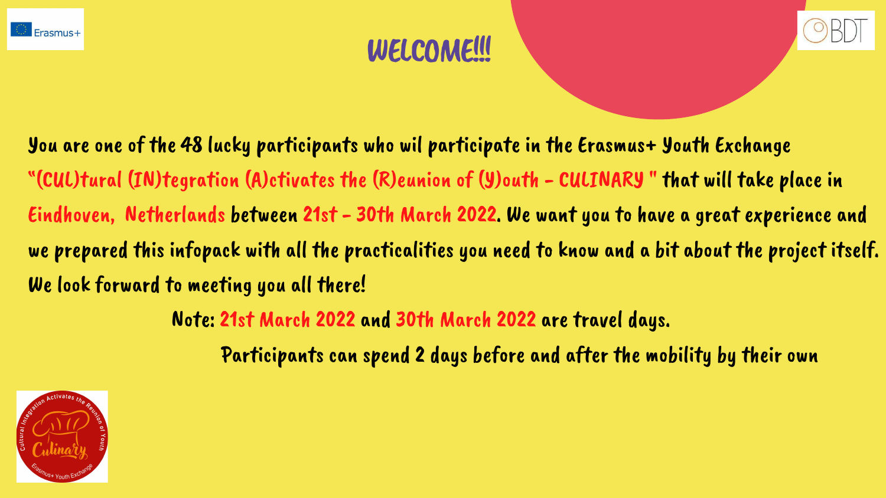# WELCOME!!!

You are one of the 48 lucky participants who wil participate in the Erasmus+ Youth Exchange "(CUL)tural (IN)tegration (A)ctivates the (R)eunion of (Y)outh - CULINARY " that will take place in Eindhoven, Netherlands between 21st - 30th March 2022. We want you to have a great experience and we prepared this infopack with all the practicalities you need to know and a bit about the project itself. We look forward to meeting you all there!

Note: 21st March 2022 and 30th March 2022 are travel days.

Participants can spend 2 days before and after the mobility by their own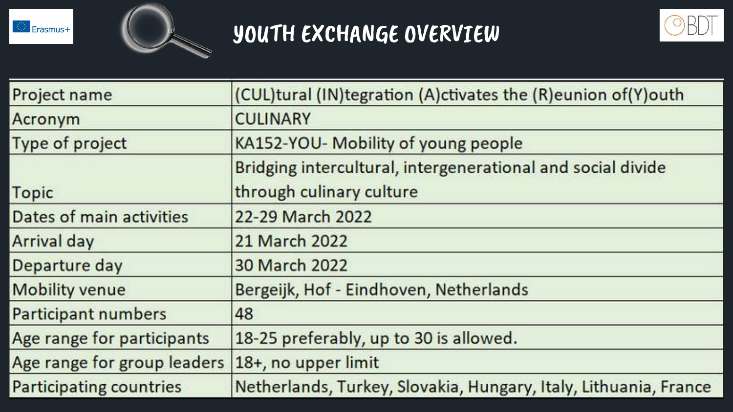# YOUTH EXCHANGE OVERVIEW

| Project name | (CUL)tural (IN)tegration (A)ctivates the (R)eunion of(Y)outh |
|---|---|
| Acronym | CULINARY |
| Type of project | KA152-YOU- Mobility of young people |
| Topic | Bridging intercultural, intergenerational and social divide through culinary culture |
| Dates of main activities | 22-29 March 2022 |
| Arrival day | 21 March 2022 |
| Departure day | 30 March 2022 |
| Mobility venue | Bergeijk, Hof - Eindhoven, Netherlands |
| Participant numbers | 48 |
| Age range for participants | 18-25 preferably, up to 30 is allowed. |
| Age range for group leaders | 18+, no upper limit |
| Participating countries | Netherlands, Turkey, Slovakia, Hungary, Italy, Lithuania, France |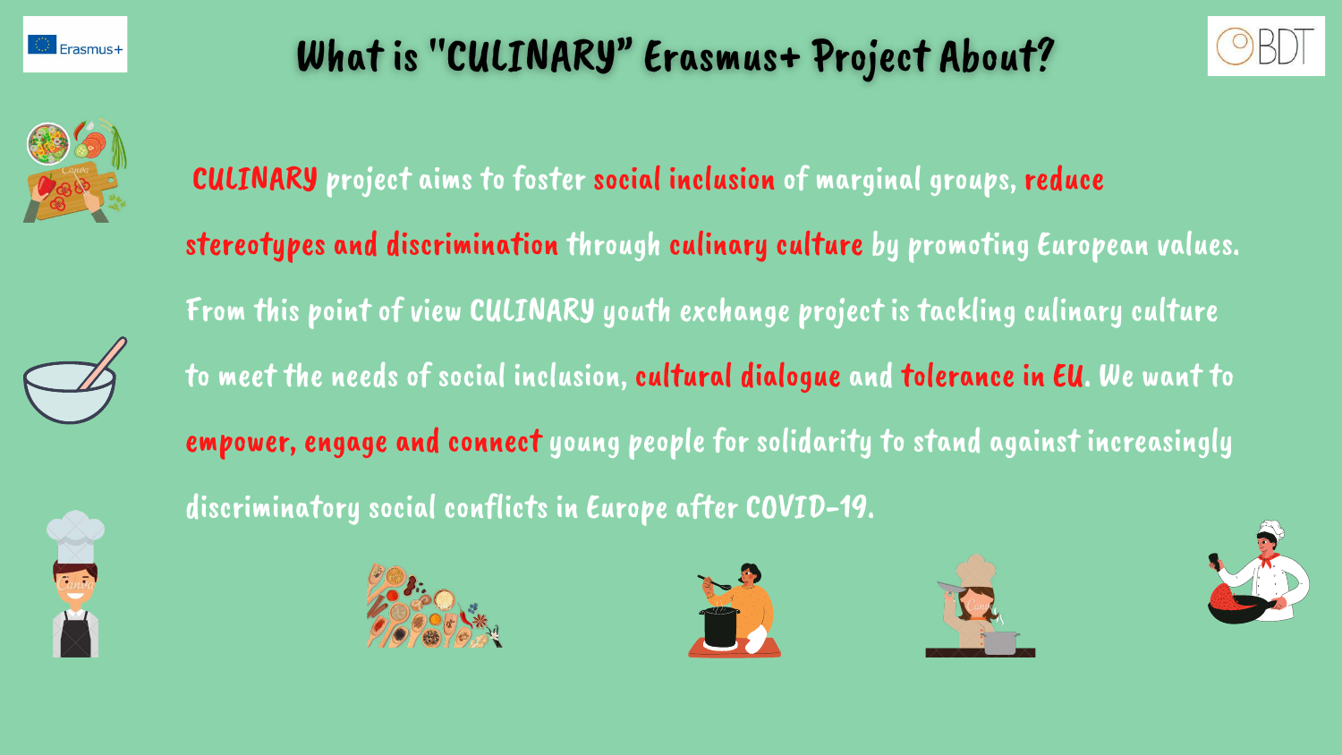# What is "CULINARY" Erasmus+ Project About?

CULINARY project aims to foster social inclusion of marginal groups, reduce stereotypes and discrimination through culinary culture by promoting European values. From this point of view CULINARY youth exchange project is tackling culinary culture to meet the needs of social inclusion, cultural dialogue and tolerance in EU. We want to empower, engage and connect young people for solidarity to stand against increasingly discriminatory social conflicts in Europe after COVID-19.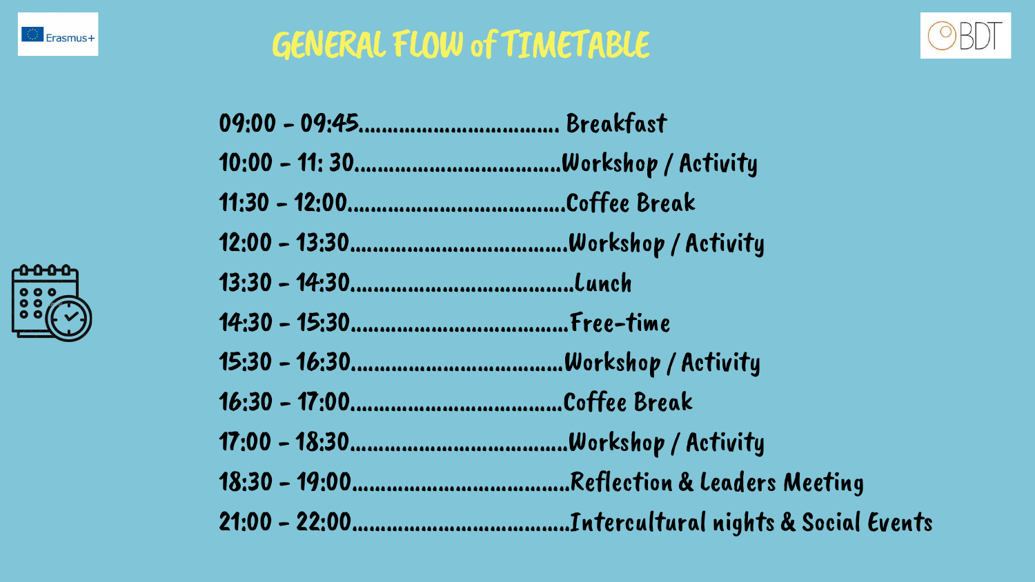# GENERAL FLOW of TIMETABLE

09:00 - 09:45.................................. Breakfast

10:00 - 11: 30...................................Workshop / Activity

11:30 - 12:00....................................Coffee Break

12:00 - 13:30....................................Workshop / Activity

13:30 - 14:30....................................Lunch

14:30 - 15:30....................................Free-time

15:30 - 16:30....................................Workshop / Activity

16:30 - 17:00....................................Coffee Break

17:00 - 18:30....................................Workshop / Activity

18:30 - 19:00....................................Reflection & Leaders Meeting

21:00 - 22:00....................................Intercultural nights & Social Events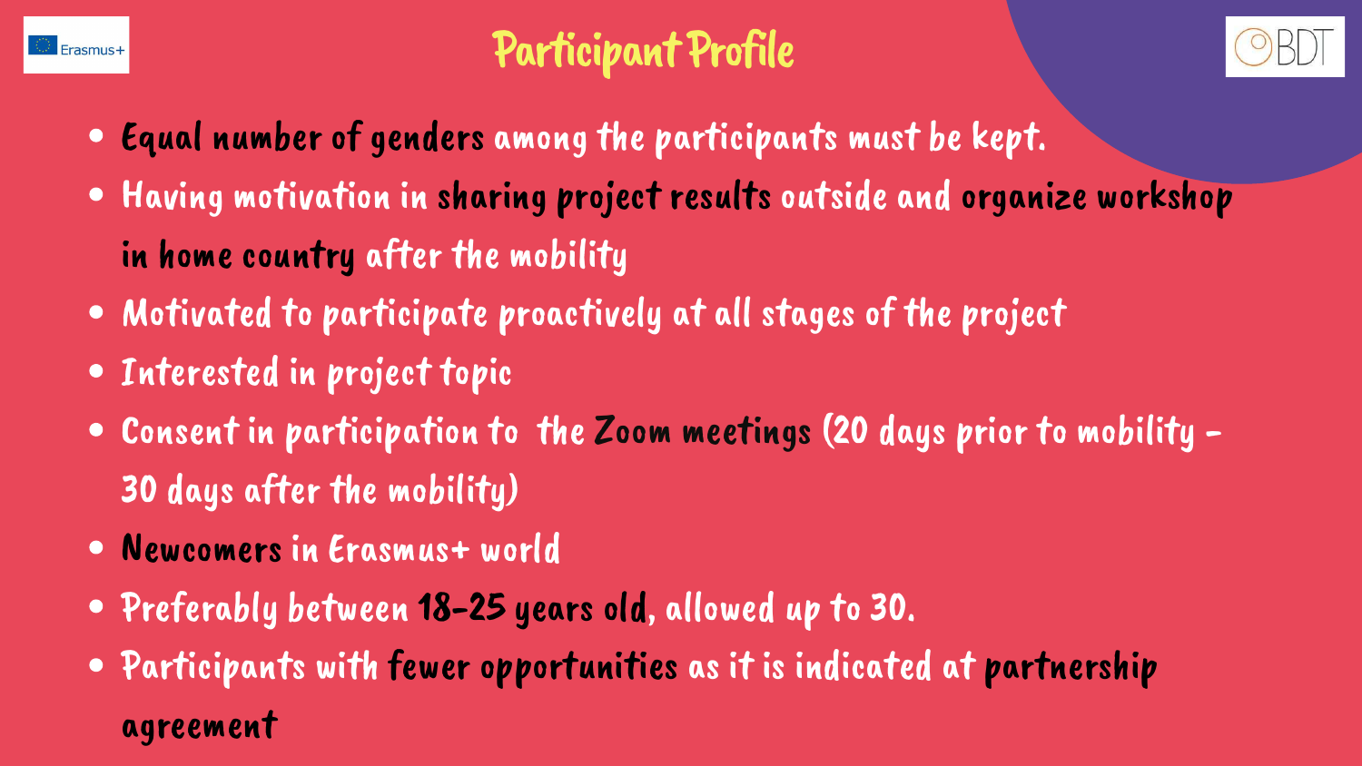# Participant Profile

- Equal number of genders among the participants must be kept.
- Having motivation in sharing project results outside and organize workshop in home country after the mobility
- Motivated to participate proactively at all stages of the project
- Interested in project topic
- Consent in participation to the Zoom meetings (20 days prior to mobility - 30 days after the mobility)
- Newcomers in Erasmus+ world
- Preferably between 18-25 years old, allowed up to 30.
- Participants with fewer opportunities as it is indicated at partnership agreement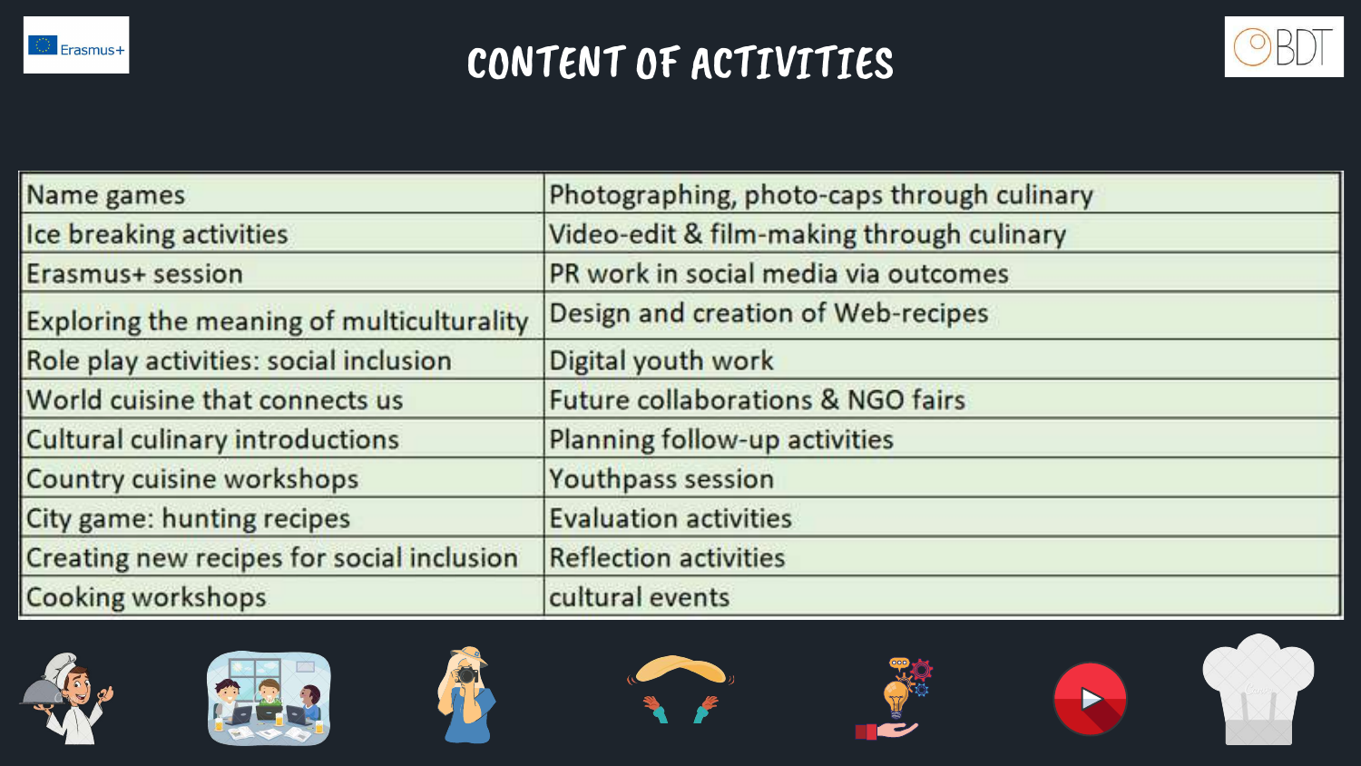# CONTENT OF ACTIVITIES

| | |
|---|---|
| Name games | Photographing, photo-caps through culinary |
| Ice breaking activities | Video-edit & film-making through culinary |
| Erasmus+ session | PR work in social media via outcomes |
| Exploring the meaning of multiculturality | Design and creation of Web-recipes |
| Role play activities: social inclusion | Digital youth work |
| World cuisine that connects us | Future collaborations & NGO fairs |
| Cultural culinary introductions | Planning follow-up activities |
| Country cuisine workshops | Youthpass session |
| City game: hunting recipes | Evaluation activities |
| Creating new recipes for social inclusion | Reflection activities |
| Cooking workshops | cultural events |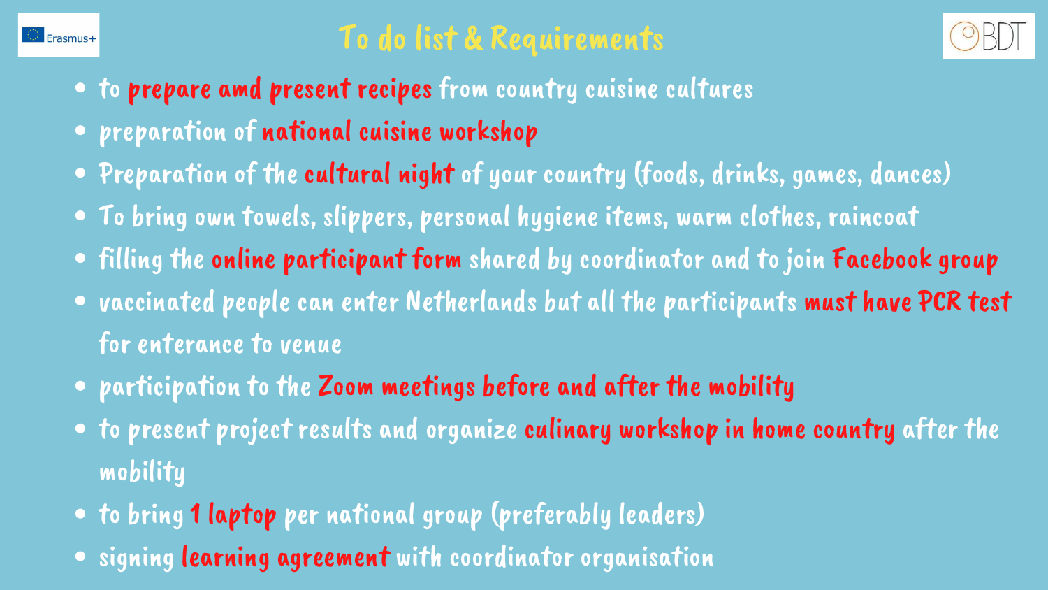# To do list & Requirements

- to prepare amd present recipes from country cuisine cultures
- preparation of national cuisine workshop
- Preparation of the cultural night of your country (foods, drinks, games, dances)
- To bring own towels, slippers, personal hygiene items, warm clothes, raincoat
- filling the online participant form shared by coordinator and to join Facebook group
- vaccinated people can enter Netherlands but all the participants must have PCR test for enterance to venue
- participation to the Zoom meetings before and after the mobility
- to present project results and organize culinary workshop in home country after the mobility
- to bring 1 laptop per national group (preferably leaders)
- signing learning agreement with coordinator organisation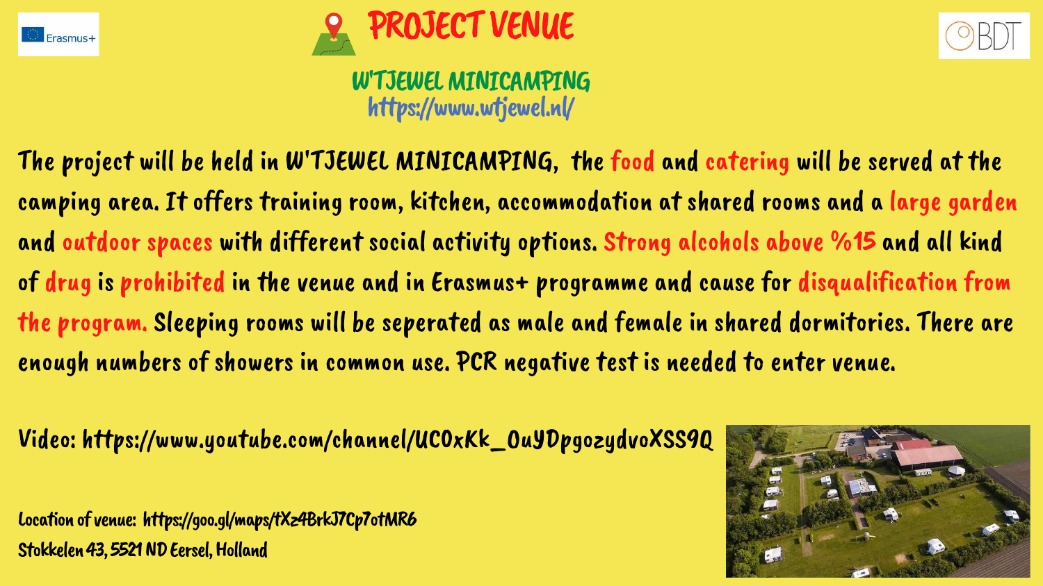# PROJECT VENUE

## W'TJEWEL MINICAMPING

https://www.wtjewel.nl/

The project will be held in W'TJEWEL MINICAMPING, the food and catering will be served at the camping area. It offers training room, kitchen, accommodation at shared rooms and a large garden and outdoor spaces with different social activity options. Strong alcohols above %15 and all kind of drug is prohibited in the venue and in Erasmus+ programme and cause for disqualification from the program. Sleeping rooms will be seperated as male and female in shared dormitories. There are enough numbers of showers in common use. PCR negative test is needed to enter venue.

Video: https://www.youtube.com/channel/UC0xKk_OuYDpgozydvoXSS9Q

Location of venue: https://goo.gl/maps/tXz4BrkJ7Cp7otMR6

Stokkelen 43, 5521 ND Eersel, Holland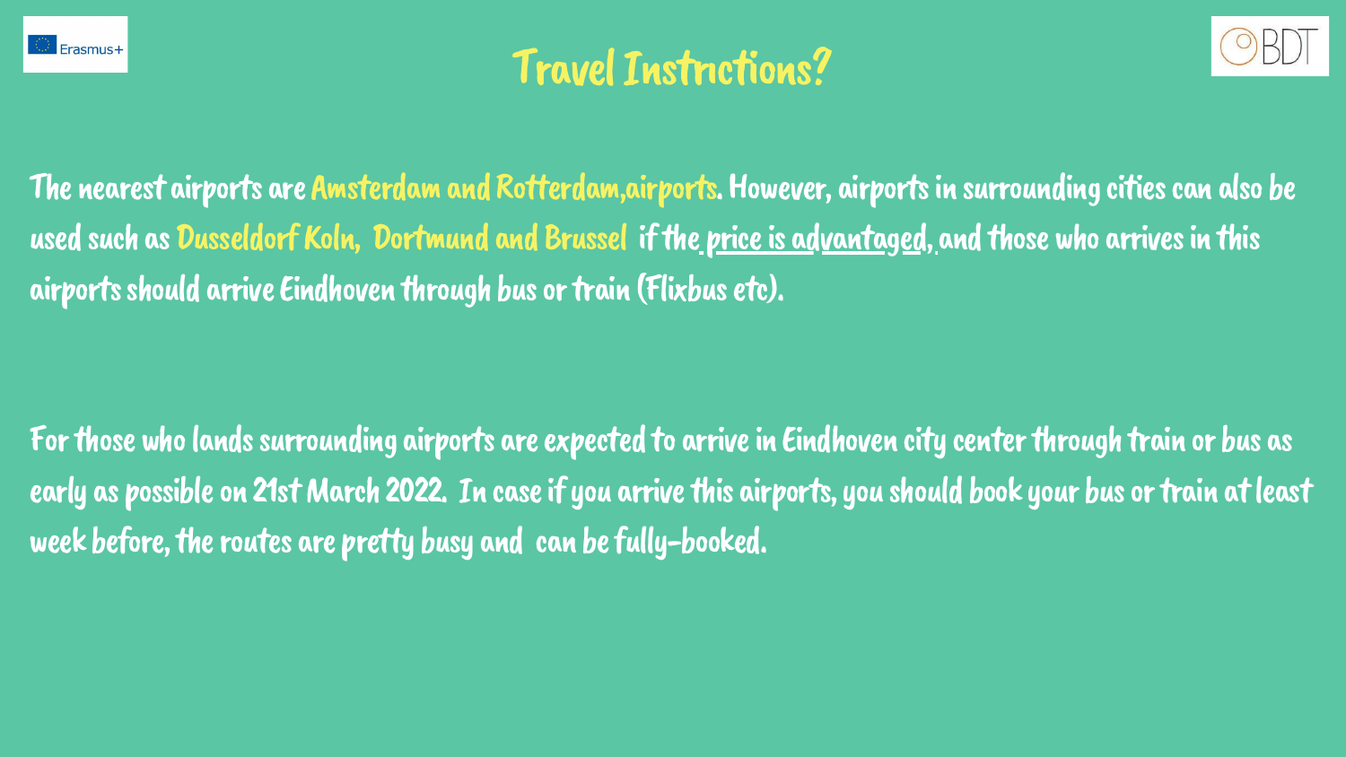# Travel Instrıctions?

The nearest airports are Amsterdam and Rotterdam,airports. However, airports in surrounding cities can also be used such as Dusseldorf Koln, Dortmund and Brussel if the price is advantaged, and those who arrives in this airports should arrive Eindhoven through bus or train (Flixbus etc).

For those who lands surrounding airports are expected to arrive in Eindhoven city center through train or bus as early as possible on 21st March 2022. In case if you arrive this airports, you should book your bus or train at least week before, the routes are pretty busy and can be fully-booked.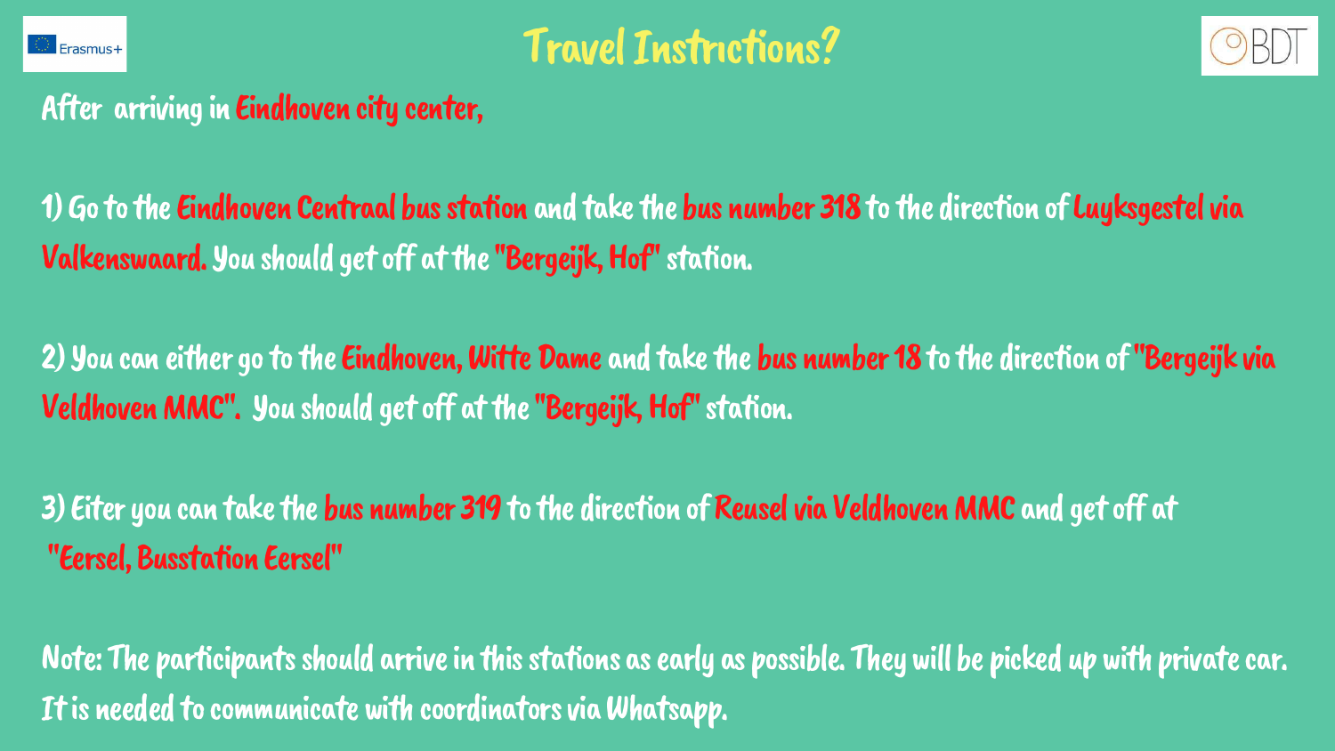# Travel Instrictions?

After arriving in Eindhoven city center,

1) Go to the Eindhoven Centraal bus station and take the bus number 318 to the direction of Luyksgestel via Valkenswaard. You should get off at the "Bergeijk, Hof" station.

2) You can either go to the Eindhoven, Witte Dame and take the bus number 18 to the direction of "Bergeijk via Veldhoven MMC". You should get off at the "Bergeijk, Hof" station.

3) Eiter you can take the bus number 319 to the direction of Reusel via Veldhoven MMC and get off at "Eersel, Busstation Eersel"

Note: The participants should arrive in this stations as early as possible. They will be picked up with private car. It is needed to communicate with coordinators via Whatsapp.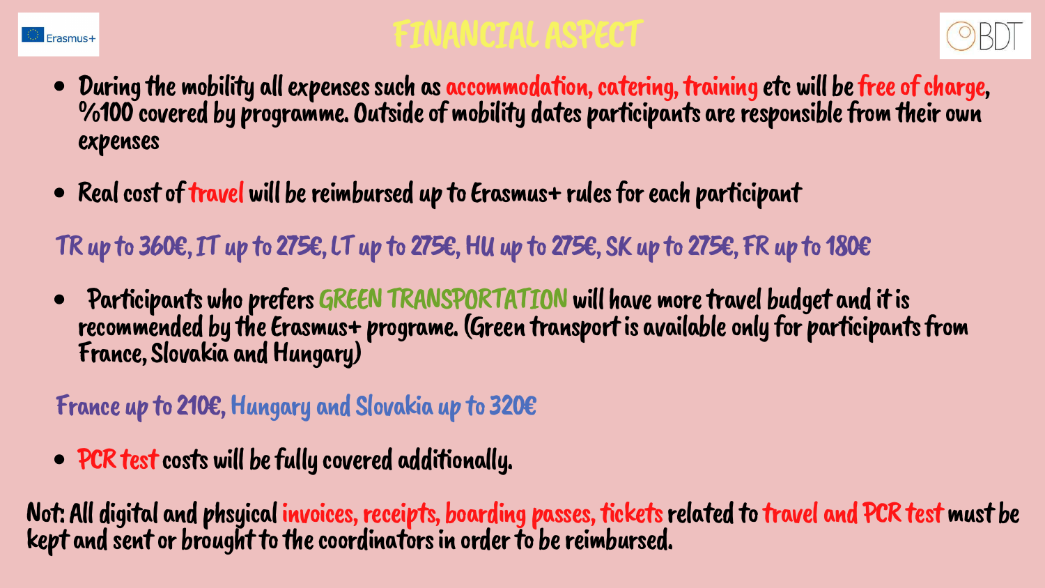# FINANCIAL ASPECT

- During the mobility all expenses such as accommodation, catering, training etc will be free of charge, %100 covered by programme. Outside of mobility dates participants are responsible from their own expenses

- Real cost of travel will be reimbursed up to Erasmus+ rules for each participant

TR up to 360€, IT up to 275€, LT up to 275€, HU up to 275€, SK up to 275€, FR up to 180€

- Participants who prefers GREEN TRANSPORTATION will have more travel budget and it is recommended by the Erasmus+ programe. (Green transport is available only for participants from France, Slovakia and Hungary)

France up to 210€, Hungary and Slovakia up to 320€

- PCR test costs will be fully covered additionally.

Not: All digital and phsyical invoices, receipts, boarding passes, tickets related to travel and PCR test must be kept and sent or brought to the coordinators in order to be reimbursed.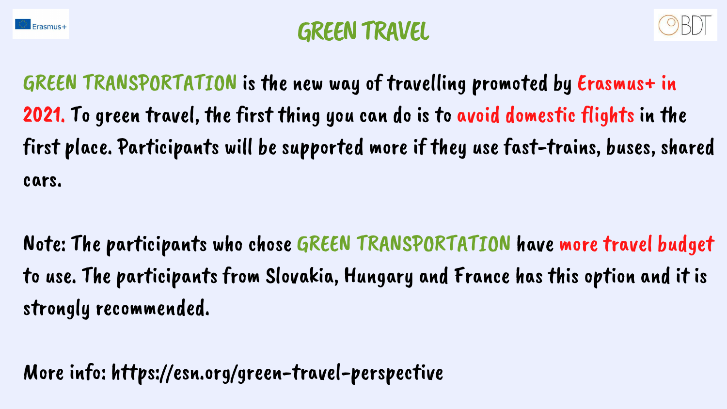# GREEN TRAVEL

GREEN TRANSPORTATION is the new way of travelling promoted by Erasmus+ in 2021. To green travel, the first thing you can do is to avoid domestic flights in the first place. Participants will be supported more if they use fast-trains, buses, shared cars.

Note: The participants who chose GREEN TRANSPORTATION have more travel budget to use. The participants from Slovakia, Hungary and France has this option and it is strongly recommended.

More info: https://esn.org/green-travel-perspective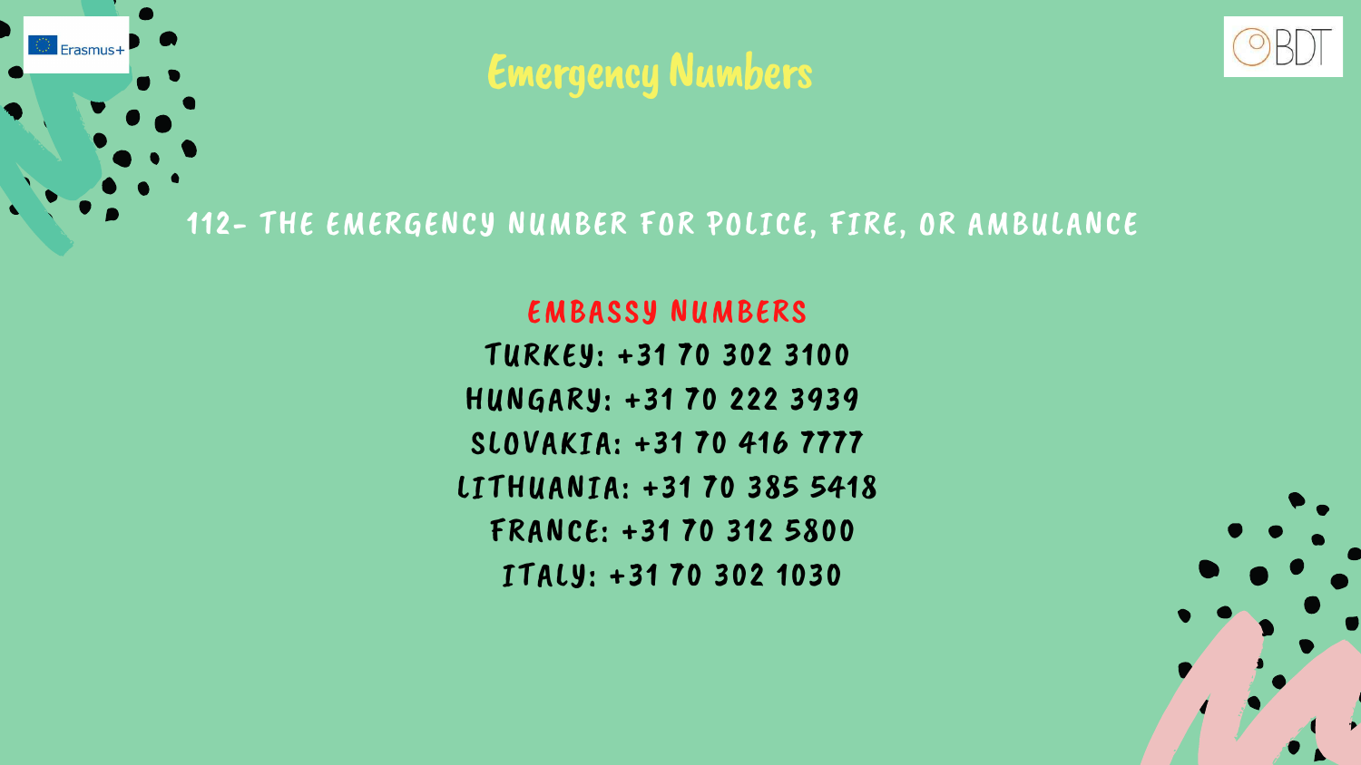# Emergency Numbers

112- THE EMERGENCY NUMBER FOR POLICE, FIRE, OR AMBULANCE

## EMBASSY NUMBERS

TURKEY: +31 70 302 3100

HUNGARY: +31 70 222 3939

SLOVAKIA: +31 70 416 7777

LITHUANIA: +31 70 385 5418

FRANCE: +31 70 312 5800

ITALY: +31 70 302 1030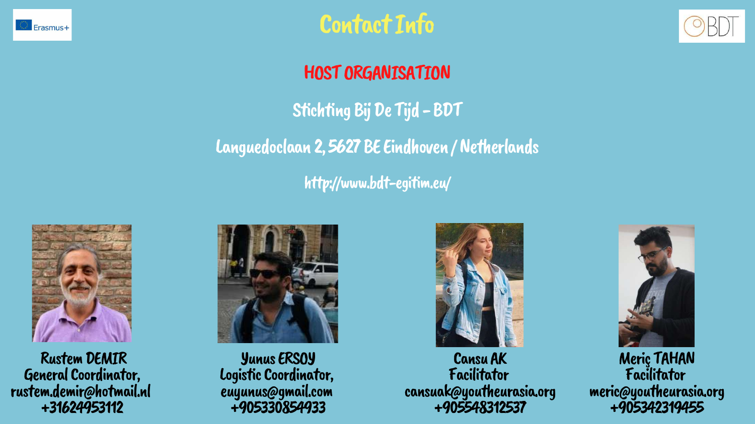# Contact Info

## HOST ORGANISATION

Stichting Bij De Tijd - BDT

Languedoclaan 2, 5627 BE Eindhoven / Netherlands

http://www.bdt-egitim.eu/

**Rustem DEMIR**
General Coordinator,
rustem.demir@hotmail.nl
+31624953112

**Yunus ERSOY**
Logistic Coordinator,
euyunus@gmail.com
+905330854933

**Cansu AK**
Facilitator
cansuak@youtheurasia.org
+905548312537

**Meriç TAHAN**
Facilitator
meric@youtheurasia.org
+905342319455